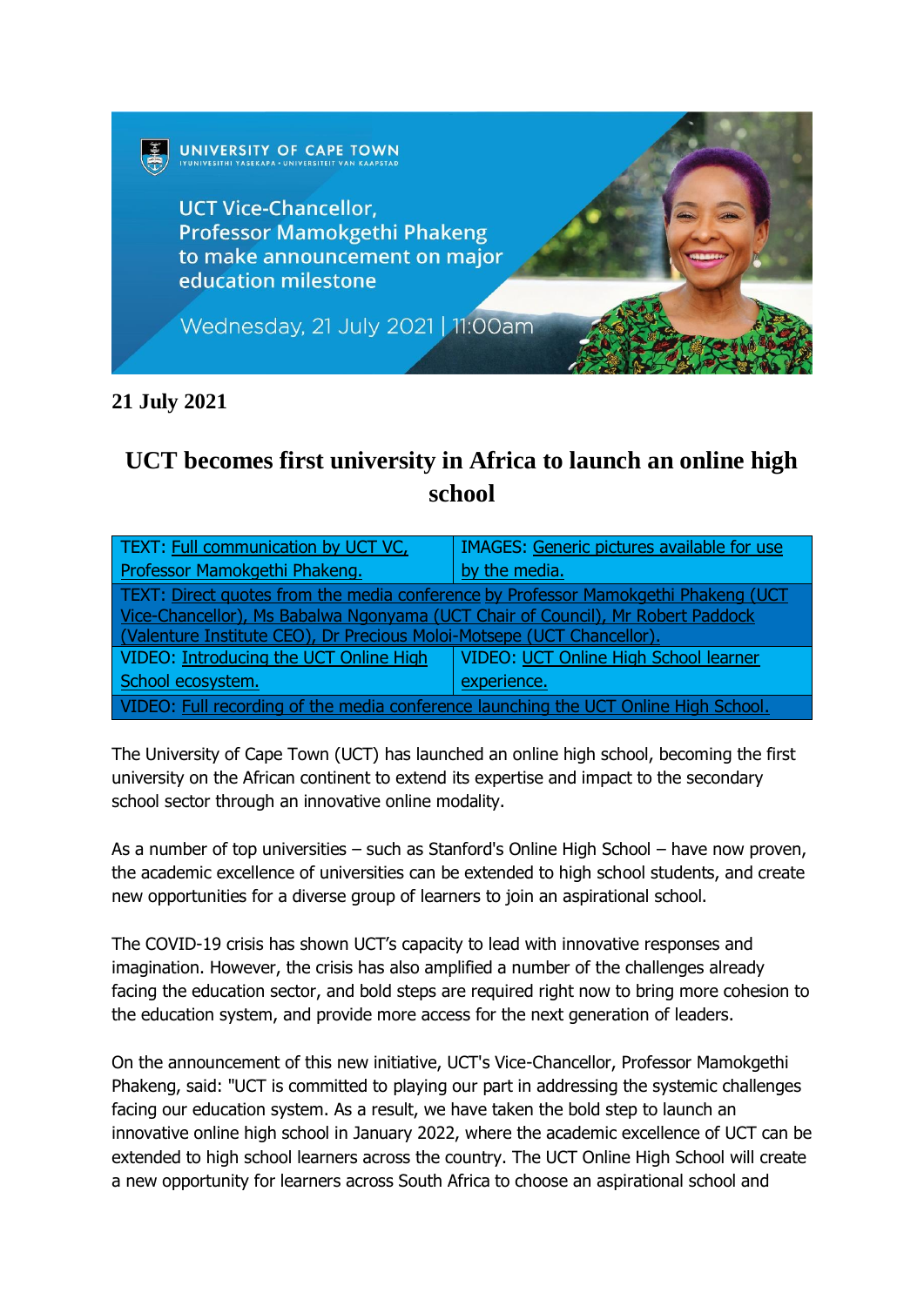UNIVERSITY OF CAPE TOWN
IYUNIVESITHI YASEKAPA • UNIVERSITEIT VAN KAAPSTAD

UCT Vice-Chancellor, Professor Mamokgethi Phakeng to make announcement on major education milestone

Wednesday, 21 July 2021 | 11:00am

**21 July 2021**

# UCT becomes first university in Africa to launch an online high school

| TEXT: Full communication by UCT VC, Professor Mamokgethi Phakeng. | IMAGES: Generic pictures available for use by the media. |
| --- | --- |
| TEXT: Direct quotes from the media conference by Professor Mamokgethi Phakeng (UCT Vice-Chancellor), Ms Babalwa Ngonyama (UCT Chair of Council), Mr Robert Paddock (Valenture Institute CEO), Dr Precious Moloi-Motsepe (UCT Chancellor). | |
| VIDEO: Introducing the UCT Online High School ecosystem. | VIDEO: UCT Online High School learner experience. |
| VIDEO: Full recording of the media conference launching the UCT Online High School. | |

The University of Cape Town (UCT) has launched an online high school, becoming the first university on the African continent to extend its expertise and impact to the secondary school sector through an innovative online modality.

As a number of top universities – such as Stanford's Online High School – have now proven, the academic excellence of universities can be extended to high school students, and create new opportunities for a diverse group of learners to join an aspirational school.

The COVID-19 crisis has shown UCT's capacity to lead with innovative responses and imagination. However, the crisis has also amplified a number of the challenges already facing the education sector, and bold steps are required right now to bring more cohesion to the education system, and provide more access for the next generation of leaders.

On the announcement of this new initiative, UCT's Vice-Chancellor, Professor Mamokgethi Phakeng, said: "UCT is committed to playing our part in addressing the systemic challenges facing our education system. As a result, we have taken the bold step to launch an innovative online high school in January 2022, where the academic excellence of UCT can be extended to high school learners across the country. The UCT Online High School will create a new opportunity for learners across South Africa to choose an aspirational school and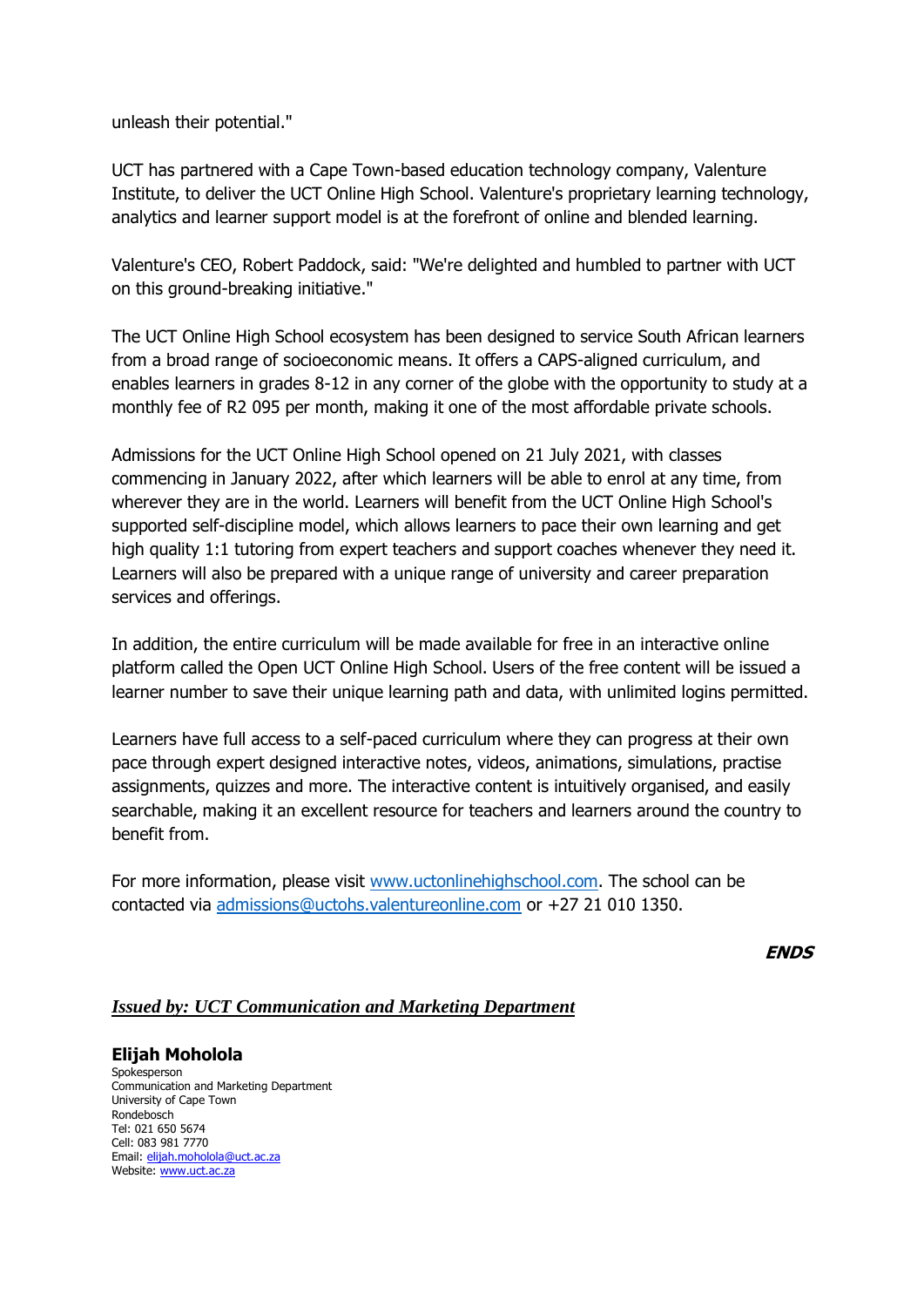unleash their potential."

UCT has partnered with a Cape Town-based education technology company, Valenture Institute, to deliver the UCT Online High School. Valenture's proprietary learning technology, analytics and learner support model is at the forefront of online and blended learning.

Valenture's CEO, Robert Paddock, said: "We're delighted and humbled to partner with UCT on this ground-breaking initiative."

The UCT Online High School ecosystem has been designed to service South African learners from a broad range of socioeconomic means. It offers a CAPS-aligned curriculum, and enables learners in grades 8-12 in any corner of the globe with the opportunity to study at a monthly fee of R2 095 per month, making it one of the most affordable private schools.

Admissions for the UCT Online High School opened on 21 July 2021, with classes commencing in January 2022, after which learners will be able to enrol at any time, from wherever they are in the world. Learners will benefit from the UCT Online High School's supported self-discipline model, which allows learners to pace their own learning and get high quality 1:1 tutoring from expert teachers and support coaches whenever they need it. Learners will also be prepared with a unique range of university and career preparation services and offerings.

In addition, the entire curriculum will be made available for free in an interactive online platform called the Open UCT Online High School. Users of the free content will be issued a learner number to save their unique learning path and data, with unlimited logins permitted.

Learners have full access to a self-paced curriculum where they can progress at their own pace through expert designed interactive notes, videos, animations, simulations, practise assignments, quizzes and more. The interactive content is intuitively organised, and easily searchable, making it an excellent resource for teachers and learners around the country to benefit from.

For more information, please visit [www.uctonlinehighschool.com](http://www.uctonlinehighschool.com). The school can be contacted via [admissions@uctohs.valentureonline.com](mailto:admissions@uctohs.valentureonline.com) or +27 21 010 1350.

***ENDS***

***Issued by: UCT Communication and Marketing Department***

**Elijah Moholola**
Spokesperson
Communication and Marketing Department
University of Cape Town
Rondebosch
Tel: 021 650 5674
Cell: 083 981 7770
Email: [elijah.moholola@uct.ac.za](mailto:elijah.moholola@uct.ac.za)
Website: [www.uct.ac.za](http://www.uct.ac.za)